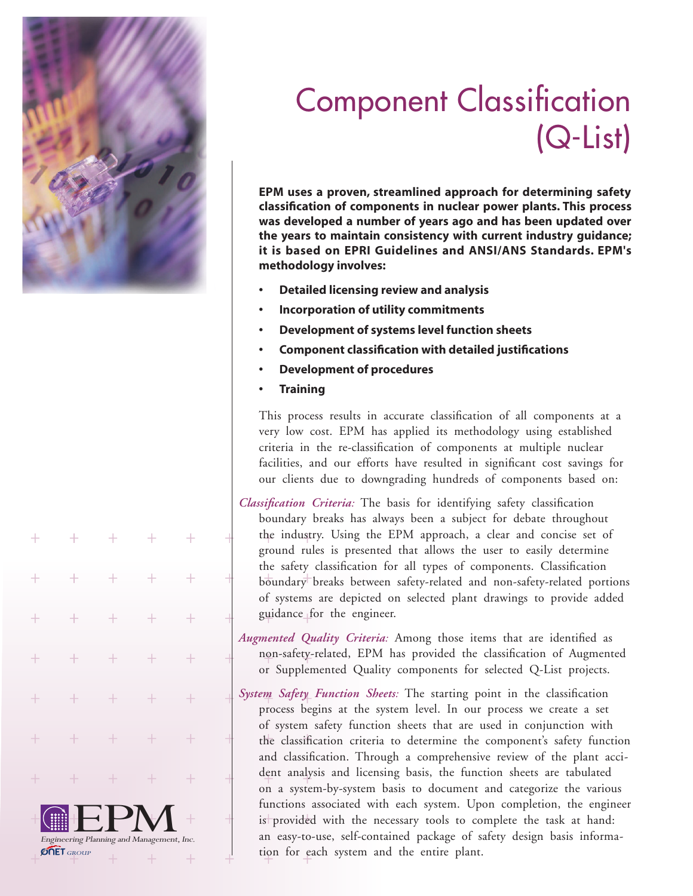# Component Classification (Q-List)

**EPM uses a proven, streamlined approach for determining safety classification of components in nuclear power plants. This process was developed a number of years ago and has been updated over the years to maintain consistency with current industry guidance; it is based on EPRI Guidelines and ANSI/ANS Standards. EPM's methodology involves:**

- **Detailed licensing review and analysis**
- **Incorporation of utility commitments**
- **Development of systems level function sheets**
- **Component classification with detailed justifications**
- **Development of procedures**
- **Training**

This process results in accurate classification of all components at a very low cost. EPM has applied its methodology using established criteria in the re-classification of components at multiple nuclear facilities, and our efforts have resulted in significant cost savings for our clients due to downgrading hundreds of components based on:

*Classification Criteria:* The basis for identifying safety classification boundary breaks has always been a subject for debate throughout the industry. Using the EPM approach, a clear and concise set of ground rules is presented that allows the user to easily determine the safety classification for all types of components. Classification boundary breaks between safety-related and non-safety-related portions of systems are depicted on selected plant drawings to provide added guidance for the engineer.

*Augmented Quality Criteria:* Among those items that are identified as non-safety-related, EPM has provided the classification of Augmented or Supplemented Quality components for selected Q-List projects.

*System Safety Function Sheets:* The starting point in the classification process begins at the system level. In our process we create a set of system safety function sheets that are used in conjunction with the classification criteria to determine the component's safety function and classification. Through a comprehensive review of the plant accident analysis and licensing basis, the function sheets are tabulated on a system-by-system basis to document and categorize the various functions associated with each system. Upon completion, the engineer is provided with the necessary tools to complete the task at hand: an easy-to-use, self-contained package of safety design basis information for each system and the entire plant.

EPM
Engineering Planning and Management, Inc.
ONET GROUP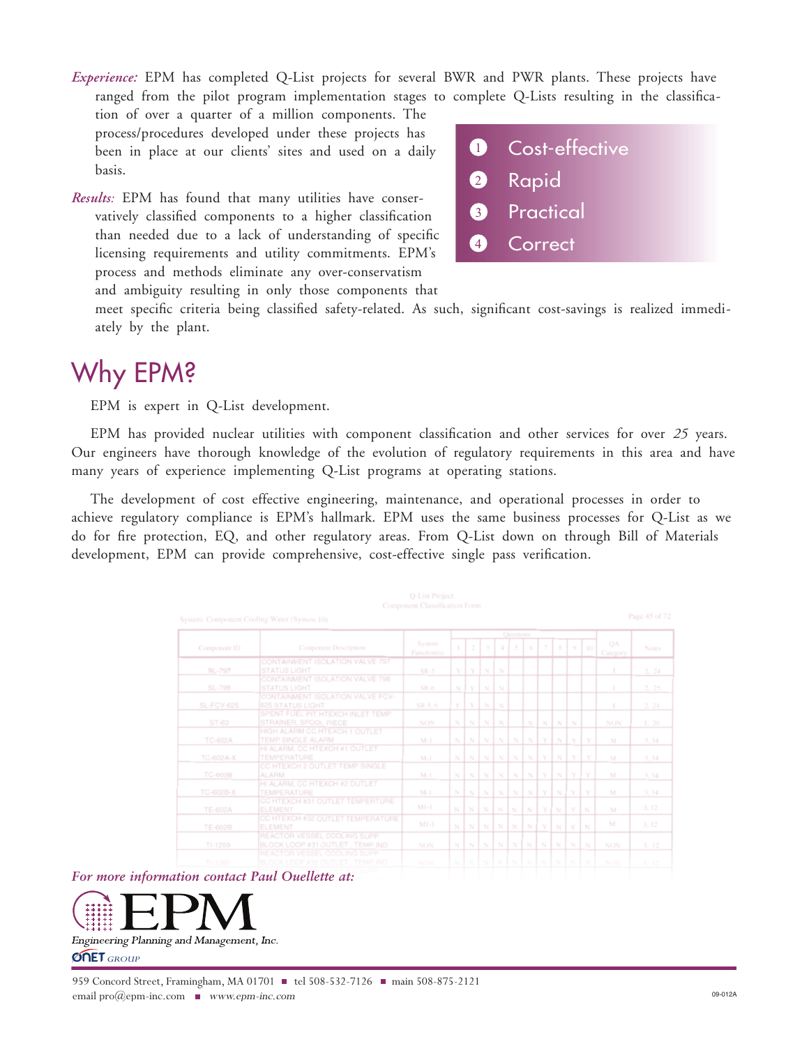*Experience:* EPM has completed Q-List projects for several BWR and PWR plants. These projects have ranged from the pilot program implementation stages to complete Q-Lists resulting in the classification of over a quarter of a million components. The process/procedures developed under these projects has been in place at our clients' sites and used on a daily basis.

*Results:* EPM has found that many utilities have conservatively classified components to a higher classification than needed due to a lack of understanding of specific licensing requirements and utility commitments. EPM's process and methods eliminate any over-conservatism and ambiguity resulting in only those components that meet specific criteria being classified safety-related. As such, significant cost-savings is realized immediately by the plant.

1. Cost-effective
2. Rapid
3. Practical
4. Correct

## Why EPM?

EPM is expert in Q-List development.

EPM has provided nuclear utilities with component classification and other services for over *25* years. Our engineers have thorough knowledge of the evolution of regulatory requirements in this area and have many years of experience implementing Q-List programs at operating stations.

The development of cost effective engineering, maintenance, and operational processes in order to achieve regulatory compliance is EPM's hallmark. EPM uses the same business processes for Q-List as we do for fire protection, EQ, and other regulatory areas. From Q-List down on through Bill of Materials development, EPM can provide comprehensive, cost-effective single pass verification.

Q-List Project
Component Classification Form

System: Component Cooling Water (System 10)

Page 45 of 72

| Component ID | Component Description | System Function(s) | Questions 1 | 2 | 3 | 4 | 5 | 6 | 7 | 8 | 9 | 10 | QA Category | Notes |
|---|---|---|---|---|---|---|---|---|---|---|---|---|---|---|
| SL-797 | CONTAINMENT ISOLATION VALVE 797 STATUS LIGHT | SR-5 | Y | Y | N | N | | | | | | | I | 2, 24 |
| SL-798 | CONTAINMENT ISOLATION VALVE 798 STATUS LIGHT | SR-6 | N | Y | N | N | | | | | | | I | 2, 25 |
| SL-FCV-625 | CONTAINMENT ISOLATION VALVE FCV-625 STATUS LIGHT | SR-5, 6 | Y | Y | N | N | | | | | | | I | 2, 24 |
| ST-63 | SPENT FUEL PIT HTEXCH INLET TEMP STRAINER, SPOOL PIECE | NON | N | N | N | N | | N | N | N | N | | NON | 1, 20 |
| TC-602A | HIGH ALARM CC HTEXCH 1 OUTLET TEMP SINGLE ALARM | M-1 | N | N | N | N | N | N | Y | N | Y | Y | M | 3, 34 |
| TC-602A-X | HI ALARM, CC HTEXCH #1 OUTLET TEMPERATURE | M-1 | N | N | N | N | N | N | Y | N | Y | Y | M | 3, 34 |
| TC-602B | CC HTEXCH 2 OUTLET TEMP SINGLE ALARM | M-1 | N | N | N | N | N | N | Y | N | Y | Y | M | 3, 34 |
| TC-602B-X | HI ALARM, CC HTEXCH #2 OUTLET TEMPERATURE | M-1 | N | N | N | N | N | N | Y | N | Y | Y | M | 3, 34 |
| TE-602A | CC HTEXCH #31 OUTLET TEMPERTURE ELEMENT | MI-1 | N | N | N | N | N | N | Y | N | Y | N | M | 3, 12 |
| TE-602B | CC HTEXCH #32 OUTLET TEMPERATURE ELEMENT | MI-1 | N | N | N | N | N | N | Y | N | Y | N | M | 3, 12 |
| TI-1259 | REACTOR VESSEL COOLING SUPP BLOCK LOOP #31 OUTLET, TEMP IND | NON | N | N | N | N | N | N | N | N | N | N | NON | 3, 12 |
| TI-1260 | REACTOR VESSEL COOLING SUPP BLOCK LOOP #32 OUTLET, TEMP IND | NON | N | N | N | N | N | N | N | N | N | N | NON | 3, 12 |

*For more information contact Paul Ouellette at:*

**EPM**
Engineering Planning and Management, Inc.
ONET GROUP

959 Concord Street, Framingham, MA 01701 ■ tel 508-532-7126 ■ main 508-875-2121
email pro@epm-inc.com ■ *www.epm-inc.com*

09-012A